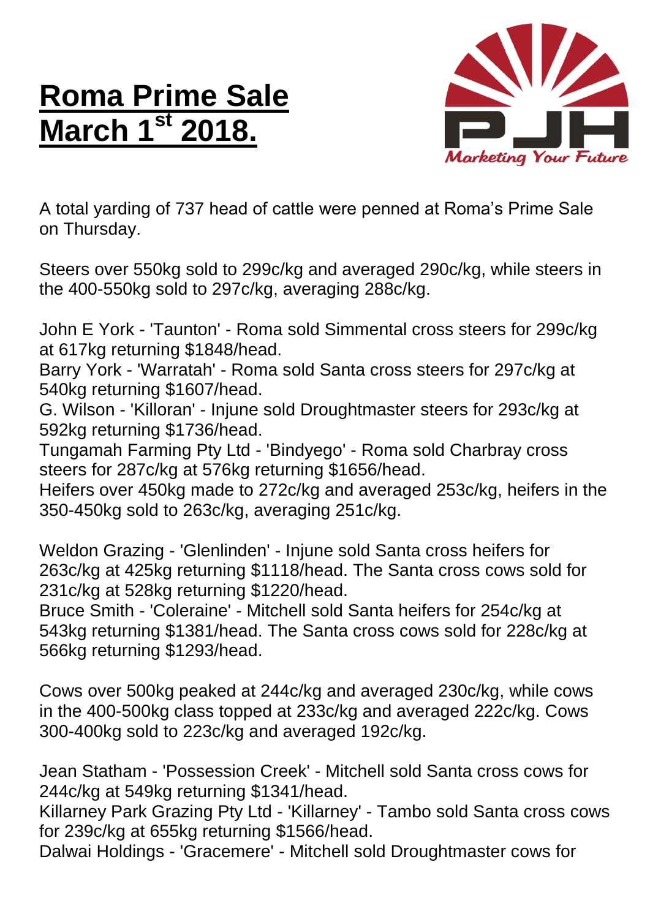# Roma Prime Sale March 1st 2018.

Marketing Your Future

A total yarding of 737 head of cattle were penned at Roma's Prime Sale on Thursday.

Steers over 550kg sold to 299c/kg and averaged 290c/kg, while steers in the 400-550kg sold to 297c/kg, averaging 288c/kg.

John E York - 'Taunton' - Roma sold Simmental cross steers for 299c/kg at 617kg returning $1848/head.
Barry York - 'Warratah' - Roma sold Santa cross steers for 297c/kg at 540kg returning $1607/head.
G. Wilson - 'Killoran' - Injune sold Droughtmaster steers for 293c/kg at 592kg returning $1736/head.
Tungamah Farming Pty Ltd - 'Bindyego' - Roma sold Charbray cross steers for 287c/kg at 576kg returning $1656/head.
Heifers over 450kg made to 272c/kg and averaged 253c/kg, heifers in the 350-450kg sold to 263c/kg, averaging 251c/kg.

Weldon Grazing - 'Glenlinden' - Injune sold Santa cross heifers for 263c/kg at 425kg returning $1118/head. The Santa cross cows sold for 231c/kg at 528kg returning $1220/head.
Bruce Smith - 'Coleraine' - Mitchell sold Santa heifers for 254c/kg at 543kg returning $1381/head. The Santa cross cows sold for 228c/kg at 566kg returning $1293/head.

Cows over 500kg peaked at 244c/kg and averaged 230c/kg, while cows in the 400-500kg class topped at 233c/kg and averaged 222c/kg. Cows 300-400kg sold to 223c/kg and averaged 192c/kg.

Jean Statham - 'Possession Creek' - Mitchell sold Santa cross cows for 244c/kg at 549kg returning $1341/head.
Killarney Park Grazing Pty Ltd - 'Killarney' - Tambo sold Santa cross cows for 239c/kg at 655kg returning $1566/head.
Dalwai Holdings - 'Gracemere' - Mitchell sold Droughtmaster cows for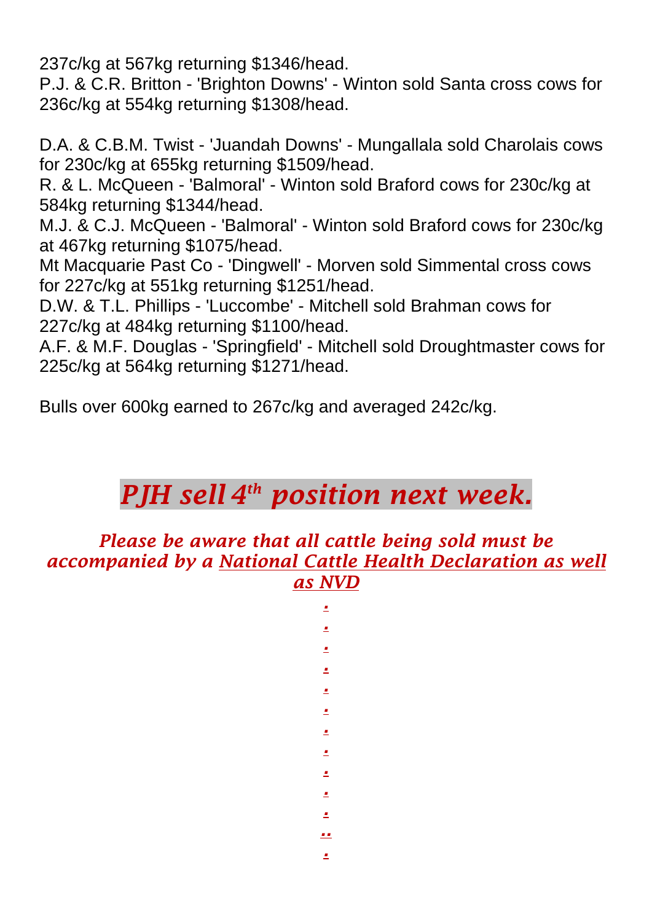237c/kg at 567kg returning $1346/head.
P.J. & C.R. Britton - 'Brighton Downs' - Winton sold Santa cross cows for 236c/kg at 554kg returning $1308/head.

D.A. & C.B.M. Twist - 'Juandah Downs' - Mungallala sold Charolais cows for 230c/kg at 655kg returning $1509/head.
R. & L. McQueen - 'Balmoral' - Winton sold Braford cows for 230c/kg at 584kg returning $1344/head.
M.J. & C.J. McQueen - 'Balmoral' - Winton sold Braford cows for 230c/kg at 467kg returning $1075/head.
Mt Macquarie Past Co - 'Dingwell' - Morven sold Simmental cross cows for 227c/kg at 551kg returning $1251/head.
D.W. & T.L. Phillips - 'Luccombe' - Mitchell sold Brahman cows for 227c/kg at 484kg returning $1100/head.
A.F. & M.F. Douglas - 'Springfield' - Mitchell sold Droughtmaster cows for 225c/kg at 564kg returning $1271/head.

Bulls over 600kg earned to 267c/kg and averaged 242c/kg.

## *PJH sell 4th position next week.*

***Please be aware that all cattle being sold must be accompanied by a National Cattle Health Declaration as well as NVD***

.
.
.
.
.
.
.
.
.
.
.
..
.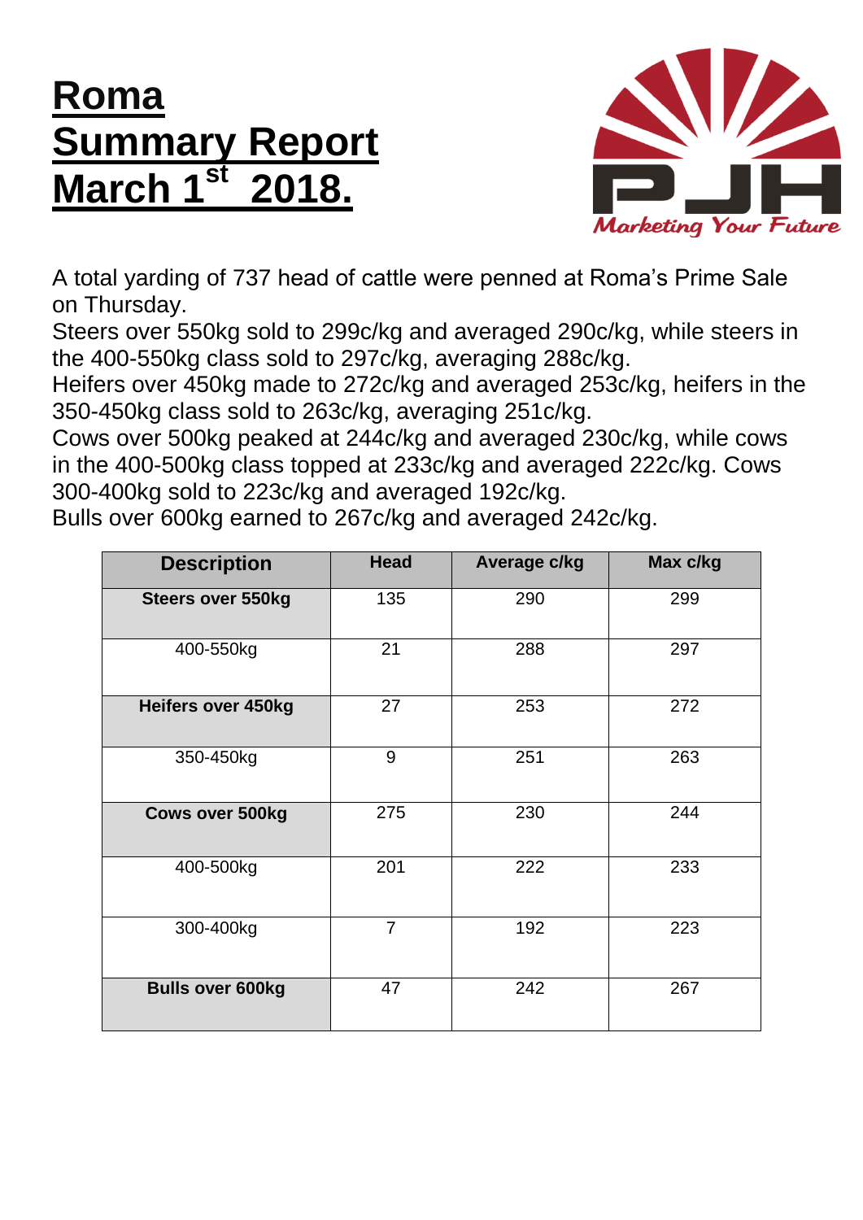# Roma Summary Report March 1st 2018.

PJH

*Marketing Your Future*

A total yarding of 737 head of cattle were penned at Roma's Prime Sale on Thursday.

Steers over 550kg sold to 299c/kg and averaged 290c/kg, while steers in the 400-550kg class sold to 297c/kg, averaging 288c/kg.

Heifers over 450kg made to 272c/kg and averaged 253c/kg, heifers in the 350-450kg class sold to 263c/kg, averaging 251c/kg.

Cows over 500kg peaked at 244c/kg and averaged 230c/kg, while cows in the 400-500kg class topped at 233c/kg and averaged 222c/kg. Cows 300-400kg sold to 223c/kg and averaged 192c/kg.

Bulls over 600kg earned to 267c/kg and averaged 242c/kg.

| Description | Head | Average c/kg | Max c/kg |
|---|---|---|---|
| **Steers over 550kg** | 135 | 290 | 299 |
| 400-550kg | 21 | 288 | 297 |
| **Heifers over 450kg** | 27 | 253 | 272 |
| 350-450kg | 9 | 251 | 263 |
| **Cows over 500kg** | 275 | 230 | 244 |
| 400-500kg | 201 | 222 | 233 |
| 300-400kg | 7 | 192 | 223 |
| **Bulls over 600kg** | 47 | 242 | 267 |